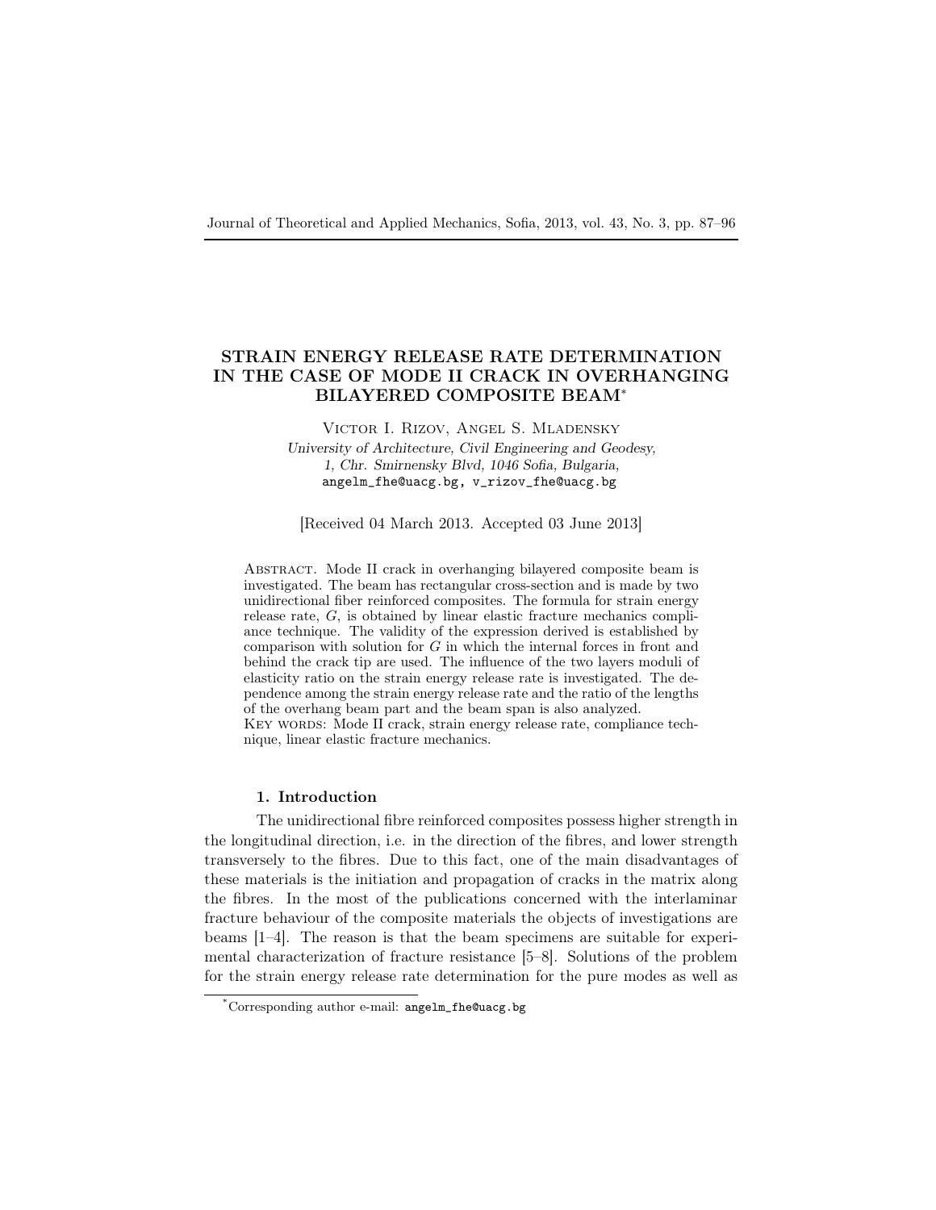# STRAIN ENERGY RELEASE RATE DETERMINATION IN THE CASE OF MODE II CRACK IN OVERHANGING BILAYERED COMPOSITE BEAM*

Victor I. Rizov, Angel S. Mladensky

*University of Architecture, Civil Engineering and Geodesy, 1, Chr. Smirnensky Blvd, 1046 Sofia, Bulgaria,*
angelm_fhe@uacg.bg, v_rizov_fhe@uacg.bg

[Received 04 March 2013. Accepted 03 June 2013]

Abstract. Mode II crack in overhanging bilayered composite beam is investigated. The beam has rectangular cross-section and is made by two unidirectional fiber reinforced composites. The formula for strain energy release rate, $G$, is obtained by linear elastic fracture mechanics compliance technique. The validity of the expression derived is established by comparison with solution for $G$ in which the internal forces in front and behind the crack tip are used. The influence of the two layers moduli of elasticity ratio on the strain energy release rate is investigated. The dependence among the strain energy release rate and the ratio of the lengths of the overhang beam part and the beam span is also analyzed.

Key words: Mode II crack, strain energy release rate, compliance technique, linear elastic fracture mechanics.

## 1. Introduction

The unidirectional fibre reinforced composites possess higher strength in the longitudinal direction, i.e. in the direction of the fibres, and lower strength transversely to the fibres. Due to this fact, one of the main disadvantages of these materials is the initiation and propagation of cracks in the matrix along the fibres. In the most of the publications concerned with the interlaminar fracture behaviour of the composite materials the objects of investigations are beams [1–4]. The reason is that the beam specimens are suitable for experimental characterization of fracture resistance [5–8]. Solutions of the problem for the strain energy release rate determination for the pure modes as well as

*Corresponding author e-mail: angelm_fhe@uacg.bg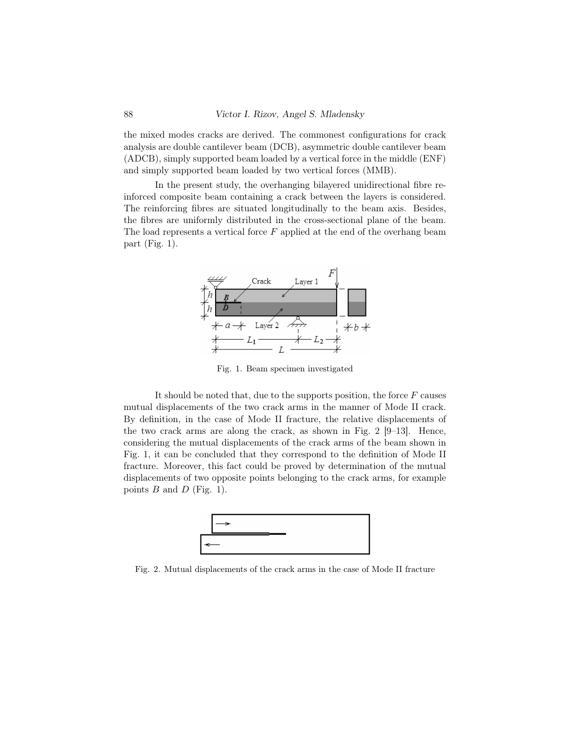the mixed modes cracks are derived. The commonest configurations for crack analysis are double cantilever beam (DCB), asymmetric double cantilever beam (ADCB), simply supported beam loaded by a vertical force in the middle (ENF) and simply supported beam loaded by two vertical forces (MMB).

In the present study, the overhanging bilayered unidirectional fibre reinforced composite beam containing a crack between the layers is considered. The reinforcing fibres are situated longitudinally to the beam axis. Besides, the fibres are uniformly distributed in the cross-sectional plane of the beam. The load represents a vertical force $F$ applied at the end of the overhang beam part (Fig. 1).

Fig. 1. Beam specimen investigated

It should be noted that, due to the supports position, the force $F$ causes mutual displacements of the two crack arms in the manner of Mode II crack. By definition, in the case of Mode II fracture, the relative displacements of the two crack arms are along the crack, as shown in Fig. 2 [9–13]. Hence, considering the mutual displacements of the crack arms of the beam shown in Fig. 1, it can be concluded that they correspond to the definition of Mode II fracture. Moreover, this fact could be proved by determination of the mutual displacements of two opposite points belonging to the crack arms, for example points $B$ and $D$ (Fig. 1).

Fig. 2. Mutual displacements of the crack arms in the case of Mode II fracture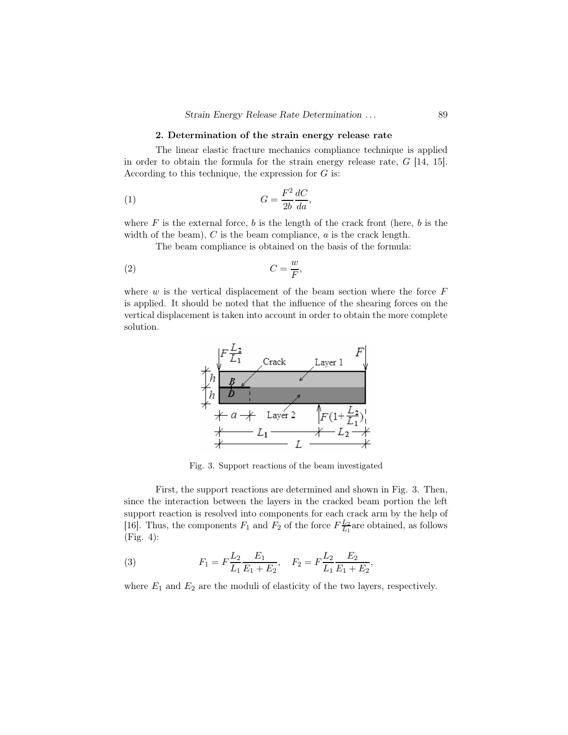### 2. Determination of the strain energy release rate

The linear elastic fracture mechanics compliance technique is applied in order to obtain the formula for the strain energy release rate, $G$ [14, 15]. According to this technique, the expression for $G$ is:

$$G = \frac{F^2}{2b}\frac{dC}{da}, \tag{1}$$

where $F$ is the external force, $b$ is the length of the crack front (here, $b$ is the width of the beam), $C$ is the beam compliance, $a$ is the crack length.

The beam compliance is obtained on the basis of the formula:

$$C = \frac{w}{F}, \tag{2}$$

where $w$ is the vertical displacement of the beam section where the force $F$ is applied. It should be noted that the influence of the shearing forces on the vertical displacement is taken into account in order to obtain the more complete solution.

Fig. 3. Support reactions of the beam investigated

First, the support reactions are determined and shown in Fig. 3. Then, since the interaction between the layers in the cracked beam portion the left support reaction is resolved into components for each crack arm by the help of [16]. Thus, the components $F_1$ and $F_2$ of the force $F\frac{L_2}{L_1}$are obtained, as follows (Fig. 4):

$$F_1 = F\frac{L_2}{L_1}\frac{E_1}{E_1 + E_2}, \quad F_2 = F\frac{L_2}{L_1}\frac{E_2}{E_1 + E_2}, \tag{3}$$

where $E_1$ and $E_2$ are the moduli of elasticity of the two layers, respectively.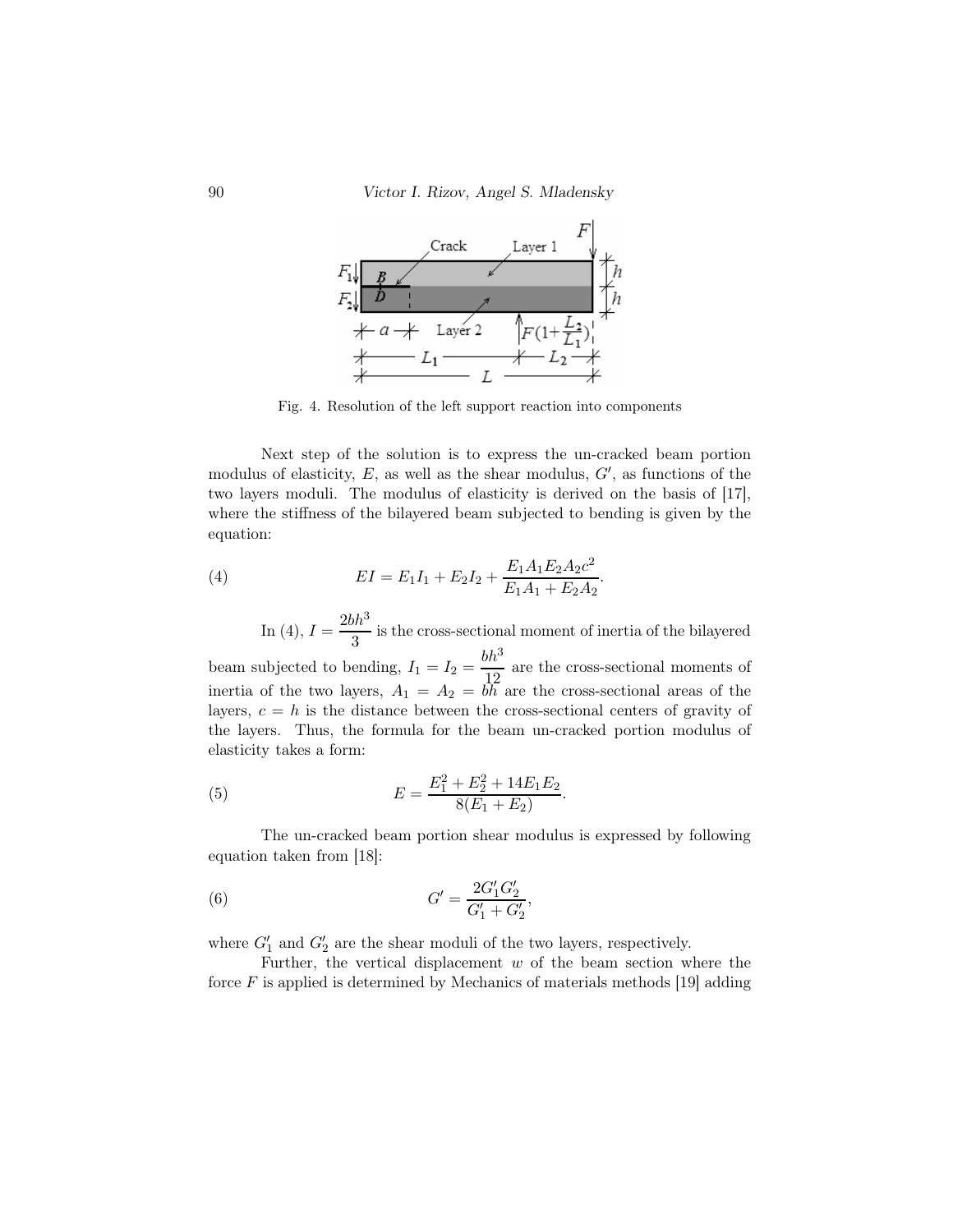Fig. 4. Resolution of the left support reaction into components

Next step of the solution is to express the un-cracked beam portion modulus of elasticity, $E$, as well as the shear modulus, $G'$, as functions of the two layers moduli. The modulus of elasticity is derived on the basis of [17], where the stiffness of the bilayered beam subjected to bending is given by the equation:

$$EI = E_1 I_1 + E_2 I_2 + \frac{E_1 A_1 E_2 A_2 c^2}{E_1 A_1 + E_2 A_2}. \tag{4}$$

In (4), $I = \dfrac{2bh^3}{3}$ is the cross-sectional moment of inertia of the bilayered beam subjected to bending, $I_1 = I_2 = \dfrac{bh^3}{12}$ are the cross-sectional moments of inertia of the two layers, $A_1 = A_2 = bh$ are the cross-sectional areas of the layers, $c = h$ is the distance between the cross-sectional centers of gravity of the layers. Thus, the formula for the beam un-cracked portion modulus of elasticity takes a form:

$$E = \frac{E_1^2 + E_2^2 + 14E_1E_2}{8(E_1 + E_2)}. \tag{5}$$

The un-cracked beam portion shear modulus is expressed by following equation taken from [18]:

$$G' = \frac{2G'_1 G'_2}{G'_1 + G'_2}, \tag{6}$$

where $G'_1$ and $G'_2$ are the shear moduli of the two layers, respectively.

Further, the vertical displacement $w$ of the beam section where the force $F$ is applied is determined by Mechanics of materials methods [19] adding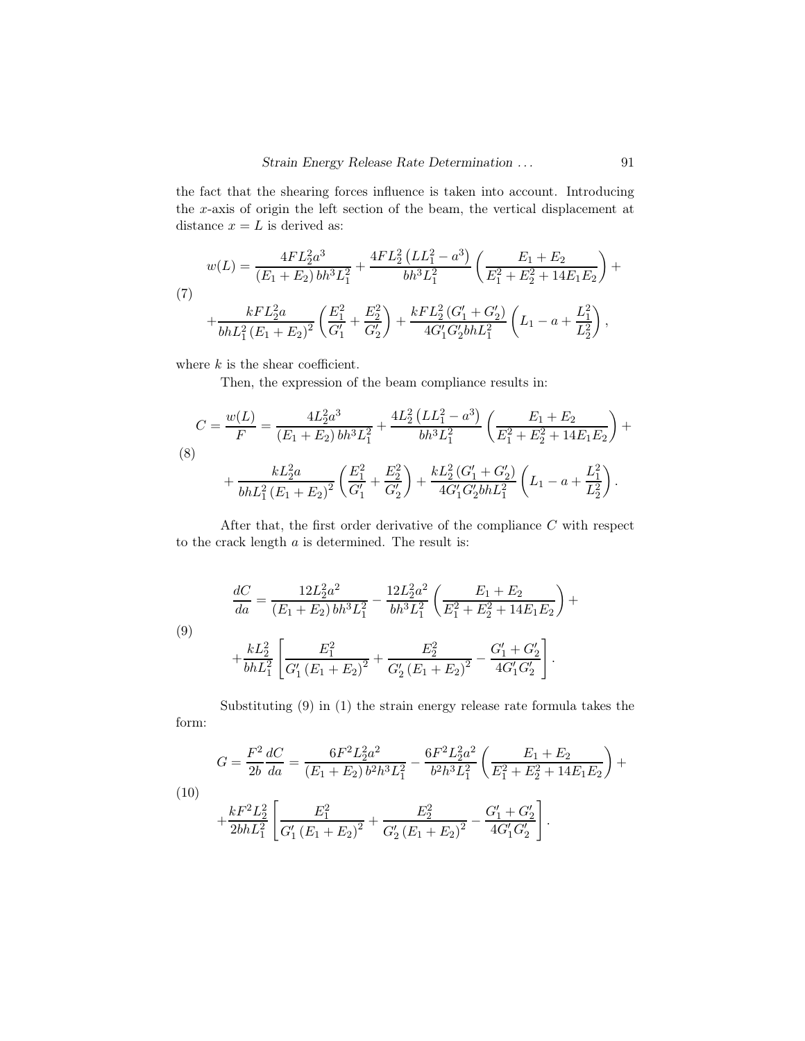the fact that the shearing forces influence is taken into account. Introducing the $x$-axis of origin the left section of the beam, the vertical displacement at distance $x = L$ is derived as:

$$
\begin{aligned}
w(L) = & \frac{4FL_2^2a^3}{(E_1+E_2)\,bh^3L_1^2} + \frac{4FL_2^2\left(LL_1^2-a^3\right)}{bh^3L_1^2}\left(\frac{E_1+E_2}{E_1^2+E_2^2+14E_1E_2}\right) + \\
& + \frac{kFL_2^2a}{bhL_1^2\left(E_1+E_2\right)^2}\left(\frac{E_1^2}{G_1'}+\frac{E_2^2}{G_2'}\right) + \frac{kFL_2^2\left(G_1'+G_2'\right)}{4G_1'G_2'bhL_1^2}\left(L_1-a+\frac{L_1^2}{L_2^2}\right),
\end{aligned} \tag{7}
$$

where $k$ is the shear coefficient.

Then, the expression of the beam compliance results in:

$$
\begin{aligned}
C = \frac{w(L)}{F} = & \frac{4L_2^2a^3}{(E_1+E_2)\,bh^3L_1^2} + \frac{4L_2^2\left(LL_1^2-a^3\right)}{bh^3L_1^2}\left(\frac{E_1+E_2}{E_1^2+E_2^2+14E_1E_2}\right) + \\
& + \frac{kL_2^2a}{bhL_1^2\left(E_1+E_2\right)^2}\left(\frac{E_1^2}{G_1'}+\frac{E_2^2}{G_2'}\right) + \frac{kL_2^2\left(G_1'+G_2'\right)}{4G_1'G_2'bhL_1^2}\left(L_1-a+\frac{L_1^2}{L_2^2}\right).
\end{aligned} \tag{8}
$$

After that, the first order derivative of the compliance $C$ with respect to the crack length $a$ is determined. The result is:

$$
\begin{aligned}
\frac{dC}{da} = & \frac{12L_2^2a^2}{(E_1+E_2)\,bh^3L_1^2} - \frac{12L_2^2a^2}{bh^3L_1^2}\left(\frac{E_1+E_2}{E_1^2+E_2^2+14E_1E_2}\right) + \\
& + \frac{kL_2^2}{bhL_1^2}\left[\frac{E_1^2}{G_1'\left(E_1+E_2\right)^2}+\frac{E_2^2}{G_2'\left(E_1+E_2\right)^2}-\frac{G_1'+G_2'}{4G_1'G_2'}\right].
\end{aligned} \tag{9}
$$

Substituting (9) in (1) the strain energy release rate formula takes the form:

$$
\begin{aligned}
G = \frac{F^2}{2b}\frac{dC}{da} = & \frac{6F^2L_2^2a^2}{(E_1+E_2)\,b^2h^3L_1^2} - \frac{6F^2L_2^2a^2}{b^2h^3L_1^2}\left(\frac{E_1+E_2}{E_1^2+E_2^2+14E_1E_2}\right) + \\
& + \frac{kF^2L_2^2}{2bhL_1^2}\left[\frac{E_1^2}{G_1'\left(E_1+E_2\right)^2}+\frac{E_2^2}{G_2'\left(E_1+E_2\right)^2}-\frac{G_1'+G_2'}{4G_1'G_2'}\right].
\end{aligned} \tag{10}
$$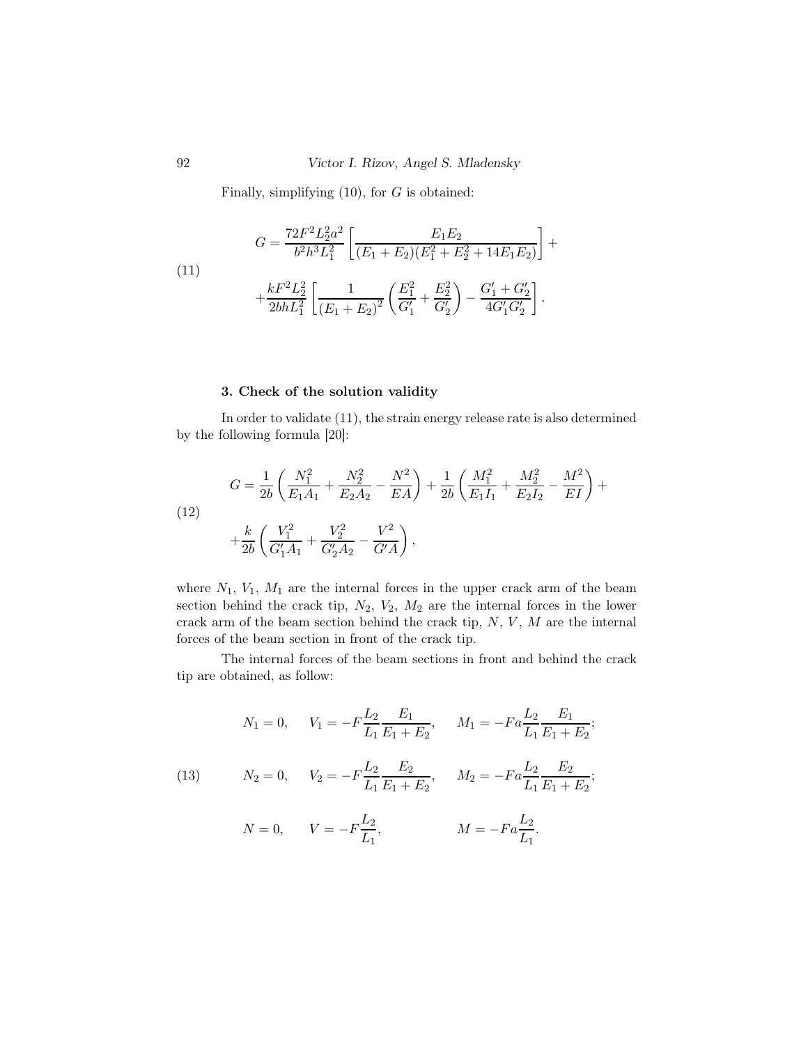Finally, simplifying (10), for $G$ is obtained:

$$
\begin{aligned}
G = {} & \frac{72F^2L_2^2a^2}{b^2h^3L_1^2}\left[\frac{E_1E_2}{(E_1+E_2)(E_1^2+E_2^2+14E_1E_2)}\right]+ \\
& +\frac{kF^2L_2^2}{2bhL_1^2}\left[\frac{1}{(E_1+E_2)^2}\left(\frac{E_1^2}{G_1'}+\frac{E_2^2}{G_2'}\right)-\frac{G_1'+G_2'}{4G_1'G_2'}\right].
\end{aligned} \tag{11}
$$

### 3. Check of the solution validity

In order to validate (11), the strain energy release rate is also determined by the following formula [20]:

$$
\begin{aligned}
G = {} & \frac{1}{2b}\left(\frac{N_1^2}{E_1A_1}+\frac{N_2^2}{E_2A_2}-\frac{N^2}{EA}\right)+\frac{1}{2b}\left(\frac{M_1^2}{E_1I_1}+\frac{M_2^2}{E_2I_2}-\frac{M^2}{EI}\right)+ \\
& +\frac{k}{2b}\left(\frac{V_1^2}{G_1'A_1}+\frac{V_2^2}{G_2'A_2}-\frac{V^2}{G'A}\right),
\end{aligned} \tag{12}
$$

where $N_1$, $V_1$, $M_1$ are the internal forces in the upper crack arm of the beam section behind the crack tip, $N_2$, $V_2$, $M_2$ are the internal forces in the lower crack arm of the beam section behind the crack tip, $N$, $V$, $M$ are the internal forces of the beam section in front of the crack tip.

The internal forces of the beam sections in front and behind the crack tip are obtained, as follow:

$$
\begin{aligned}
& N_1 = 0, \quad V_1 = -F\frac{L_2}{L_1}\frac{E_1}{E_1+E_2}, \quad M_1 = -Fa\frac{L_2}{L_1}\frac{E_1}{E_1+E_2}; \\
& N_2 = 0, \quad V_2 = -F\frac{L_2}{L_1}\frac{E_2}{E_1+E_2}, \quad M_2 = -Fa\frac{L_2}{L_1}\frac{E_2}{E_1+E_2}; \\
& N = 0, \quad V = -F\frac{L_2}{L_1}, \quad M = -Fa\frac{L_2}{L_1}.
\end{aligned} \tag{13}
$$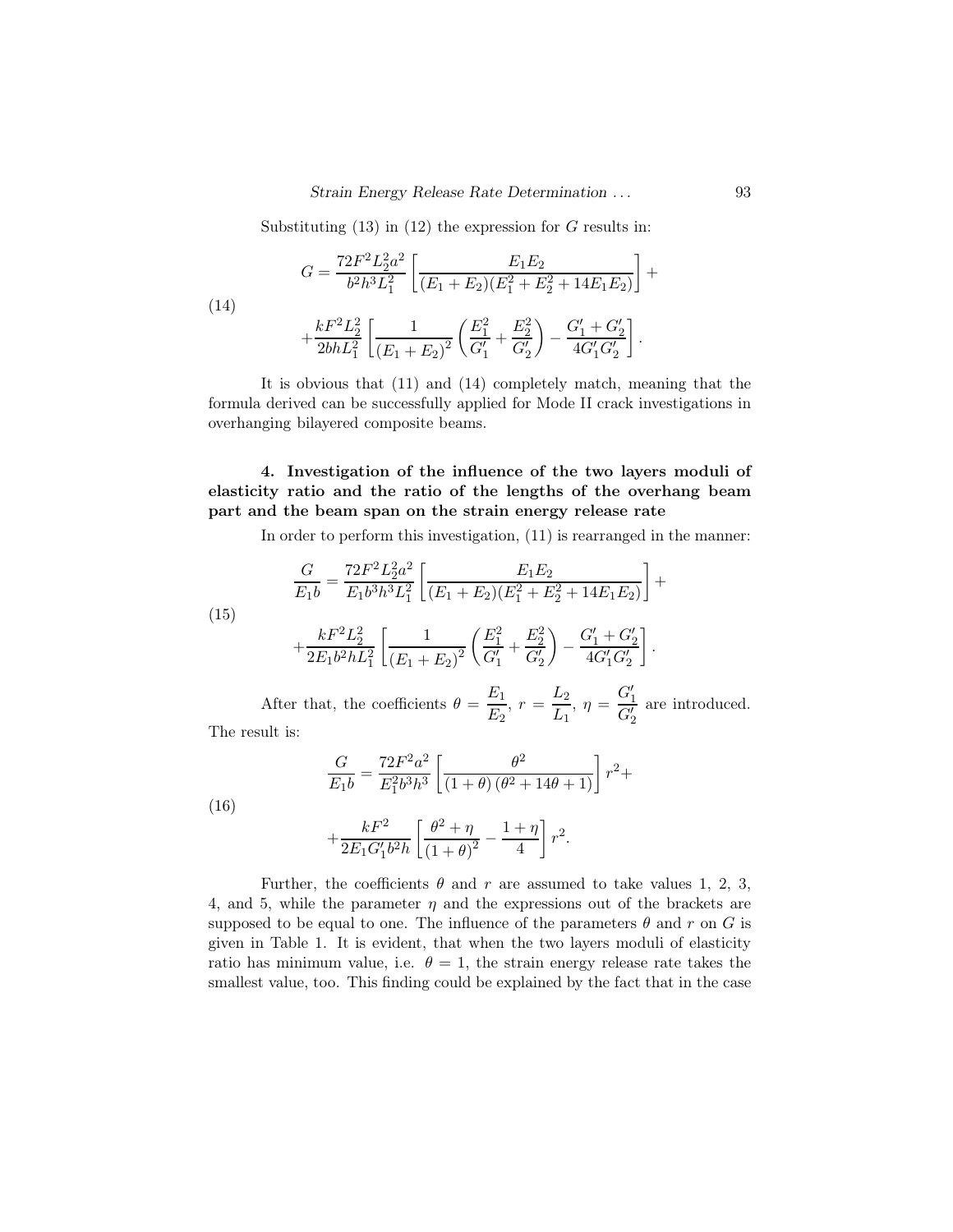Substituting (13) in (12) the expression for $G$ results in:

$$
G = \frac{72F^2L_2^2a^2}{b^2h^3L_1^2}\left[\frac{E_1E_2}{(E_1+E_2)(E_1^2+E_2^2+14E_1E_2)}\right]+ \tag{14}
$$

$$
+\frac{kF^2L_2^2}{2bhL_1^2}\left[\frac{1}{(E_1+E_2)^2}\left(\frac{E_1^2}{G_1'}+\frac{E_2^2}{G_2'}\right)-\frac{G_1'+G_2'}{4G_1'G_2'}\right].
$$

It is obvious that (11) and (14) completely match, meaning that the formula derived can be successfully applied for Mode II crack investigations in overhanging bilayered composite beams.

## 4. Investigation of the influence of the two layers moduli of elasticity ratio and the ratio of the lengths of the overhang beam part and the beam span on the strain energy release rate

In order to perform this investigation, (11) is rearranged in the manner:

$$
\frac{G}{E_1b} = \frac{72F^2L_2^2a^2}{E_1b^3h^3L_1^2}\left[\frac{E_1E_2}{(E_1+E_2)(E_1^2+E_2^2+14E_1E_2)}\right]+ \tag{15}
$$

$$
+\frac{kF^2L_2^2}{2E_1b^2hL_1^2}\left[\frac{1}{(E_1+E_2)^2}\left(\frac{E_1^2}{G_1'}+\frac{E_2^2}{G_2'}\right)-\frac{G_1'+G_2'}{4G_1'G_2'}\right].
$$

After that, the coefficients $\theta = \frac{E_1}{E_2}$, $r = \frac{L_2}{L_1}$, $\eta = \frac{G_1'}{G_2'}$ are introduced. The result is:

$$
\frac{G}{E_1b} = \frac{72F^2a^2}{E_1^2b^3h^3}\left[\frac{\theta^2}{(1+\theta)(\theta^2+14\theta+1)}\right]r^2+ \tag{16}
$$

$$
+\frac{kF^2}{2E_1G_1'b^2h}\left[\frac{\theta^2+\eta}{(1+\theta)^2}-\frac{1+\eta}{4}\right]r^2.
$$

Further, the coefficients $\theta$ and $r$ are assumed to take values 1, 2, 3, 4, and 5, while the parameter $\eta$ and the expressions out of the brackets are supposed to be equal to one. The influence of the parameters $\theta$ and $r$ on $G$ is given in Table 1. It is evident, that when the two layers moduli of elasticity ratio has minimum value, i.e. $\theta = 1$, the strain energy release rate takes the smallest value, too. This finding could be explained by the fact that in the case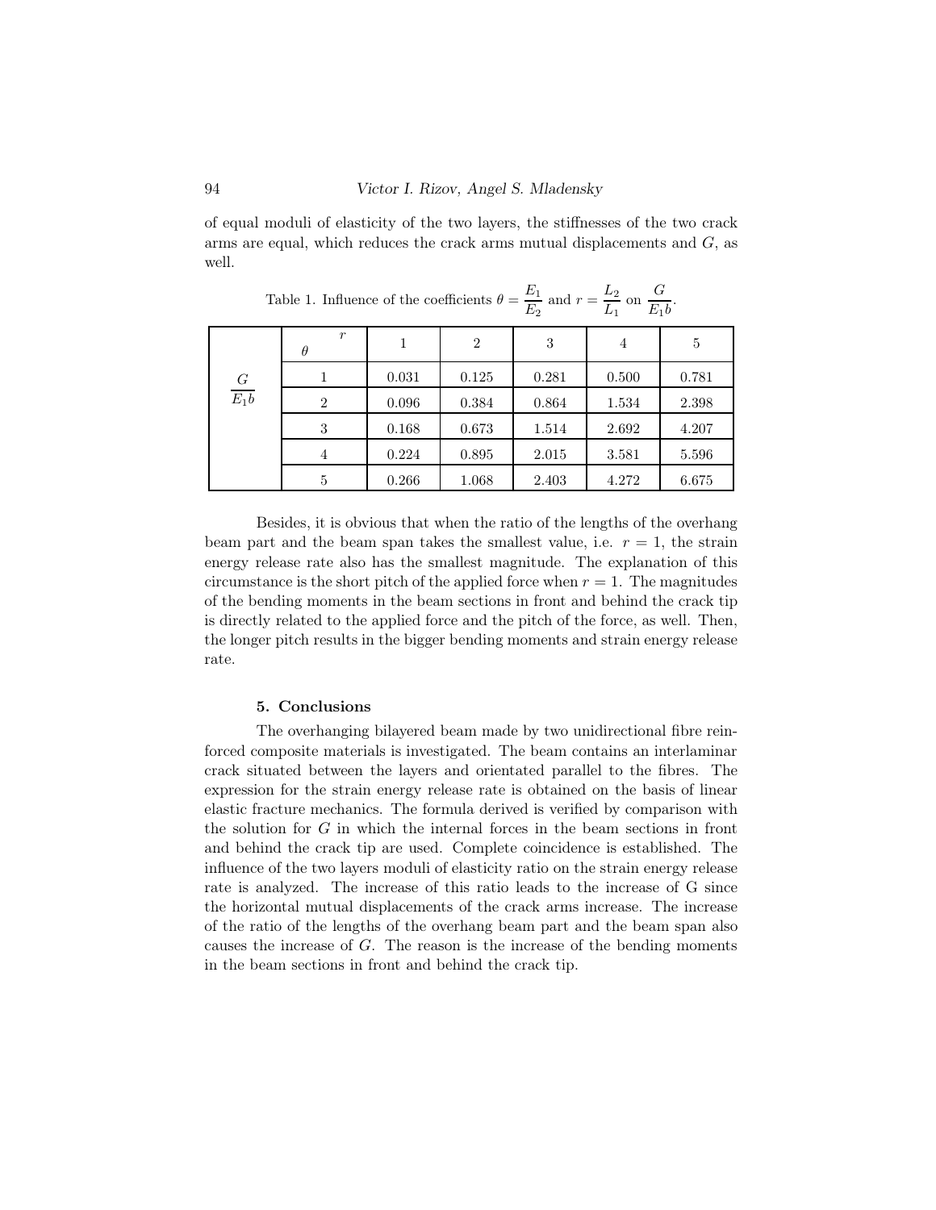of equal moduli of elasticity of the two layers, the stiffnesses of the two crack arms are equal, which reduces the crack arms mutual displacements and $G$, as well.

Table 1. Influence of the coefficients $\theta = \frac{E_1}{E_2}$ and $r = \frac{L_2}{L_1}$ on $\frac{G}{E_1 b}$.

| | $\theta$ \ $r$ | 1 | 2 | 3 | 4 | 5 |
|---|---|---|---|---|---|---|
| $\frac{G}{E_1 b}$ | 1 | 0.031 | 0.125 | 0.281 | 0.500 | 0.781 |
| | 2 | 0.096 | 0.384 | 0.864 | 1.534 | 2.398 |
| | 3 | 0.168 | 0.673 | 1.514 | 2.692 | 4.207 |
| | 4 | 0.224 | 0.895 | 2.015 | 3.581 | 5.596 |
| | 5 | 0.266 | 1.068 | 2.403 | 4.272 | 6.675 |

Besides, it is obvious that when the ratio of the lengths of the overhang beam part and the beam span takes the smallest value, i.e. $r = 1$, the strain energy release rate also has the smallest magnitude. The explanation of this circumstance is the short pitch of the applied force when $r = 1$. The magnitudes of the bending moments in the beam sections in front and behind the crack tip is directly related to the applied force and the pitch of the force, as well. Then, the longer pitch results in the bigger bending moments and strain energy release rate.

## 5. Conclusions

The overhanging bilayered beam made by two unidirectional fibre reinforced composite materials is investigated. The beam contains an interlaminar crack situated between the layers and orientated parallel to the fibres. The expression for the strain energy release rate is obtained on the basis of linear elastic fracture mechanics. The formula derived is verified by comparison with the solution for $G$ in which the internal forces in the beam sections in front and behind the crack tip are used. Complete coincidence is established. The influence of the two layers moduli of elasticity ratio on the strain energy release rate is analyzed. The increase of this ratio leads to the increase of G since the horizontal mutual displacements of the crack arms increase. The increase of the ratio of the lengths of the overhang beam part and the beam span also causes the increase of $G$. The reason is the increase of the bending moments in the beam sections in front and behind the crack tip.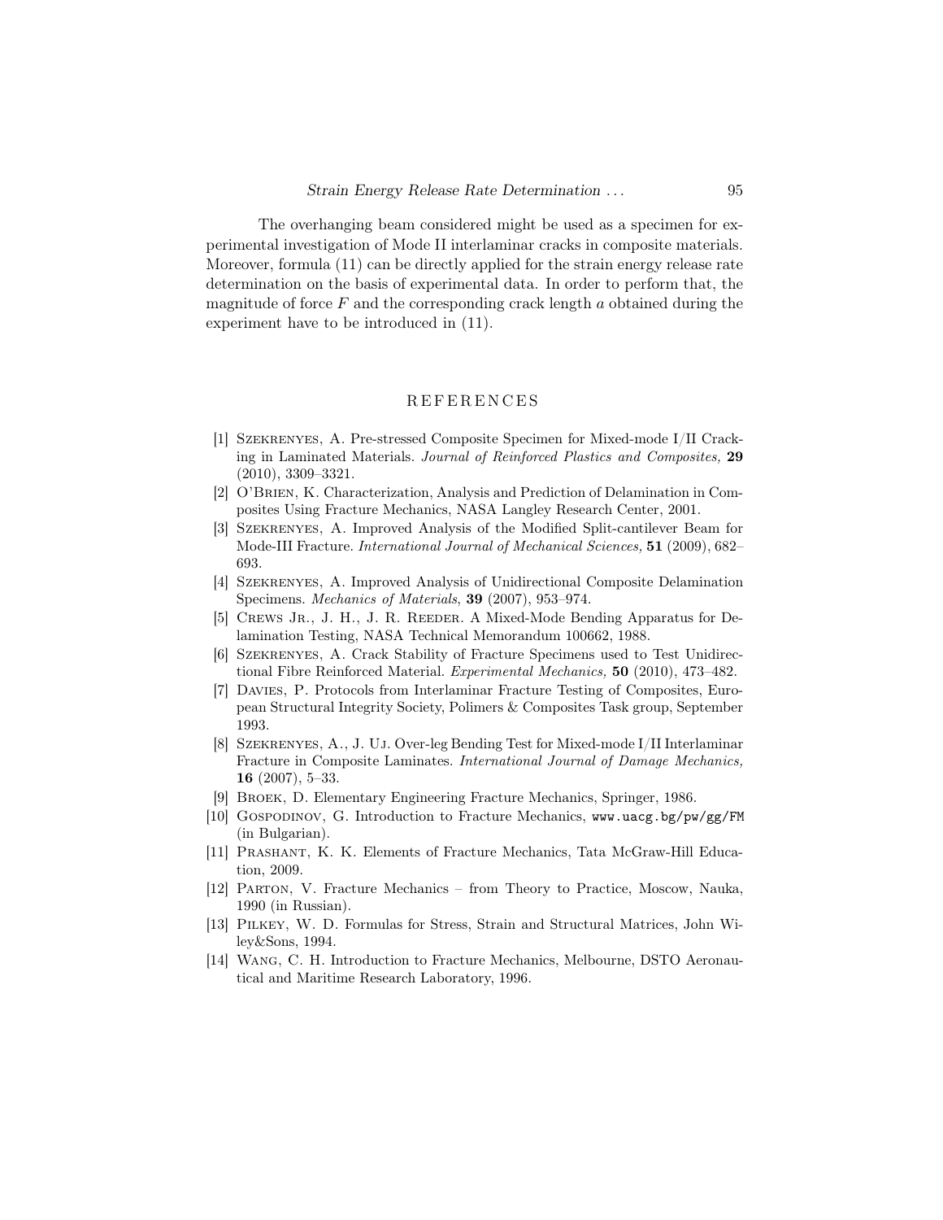The overhanging beam considered might be used as a specimen for experimental investigation of Mode II interlaminar cracks in composite materials. Moreover, formula (11) can be directly applied for the strain energy release rate determination on the basis of experimental data. In order to perform that, the magnitude of force $F$ and the corresponding crack length $a$ obtained during the experiment have to be introduced in (11).

## REFERENCES

[1] Szekrenyes, A. Pre-stressed Composite Specimen for Mixed-mode I/II Cracking in Laminated Materials. *Journal of Reinforced Plastics and Composites,* **29** (2010), 3309–3321.

[2] O'Brien, K. Characterization, Analysis and Prediction of Delamination in Composites Using Fracture Mechanics, NASA Langley Research Center, 2001.

[3] Szekrenyes, A. Improved Analysis of the Modified Split-cantilever Beam for Mode-III Fracture. *International Journal of Mechanical Sciences,* **51** (2009), 682–693.

[4] Szekrenyes, A. Improved Analysis of Unidirectional Composite Delamination Specimens. *Mechanics of Materials*, **39** (2007), 953–974.

[5] Crews Jr., J. H., J. R. Reeder. A Mixed-Mode Bending Apparatus for Delamination Testing, NASA Technical Memorandum 100662, 1988.

[6] Szekrenyes, A. Crack Stability of Fracture Specimens used to Test Unidirectional Fibre Reinforced Material. *Experimental Mechanics,* **50** (2010), 473–482.

[7] Davies, P. Protocols from Interlaminar Fracture Testing of Composites, European Structural Integrity Society, Polimers & Composites Task group, September 1993.

[8] Szekrenyes, A., J. Uj. Over-leg Bending Test for Mixed-mode I/II Interlaminar Fracture in Composite Laminates. *International Journal of Damage Mechanics,* **16** (2007), 5–33.

[9] Broek, D. Elementary Engineering Fracture Mechanics, Springer, 1986.

[10] Gospodinov, G. Introduction to Fracture Mechanics, `www.uacg.bg/pw/gg/FM` (in Bulgarian).

[11] Prashant, K. K. Elements of Fracture Mechanics, Tata McGraw-Hill Education, 2009.

[12] Parton, V. Fracture Mechanics – from Theory to Practice, Moscow, Nauka, 1990 (in Russian).

[13] Pilkey, W. D. Formulas for Stress, Strain and Structural Matrices, John Wiley&Sons, 1994.

[14] Wang, C. H. Introduction to Fracture Mechanics, Melbourne, DSTO Aeronautical and Maritime Research Laboratory, 1996.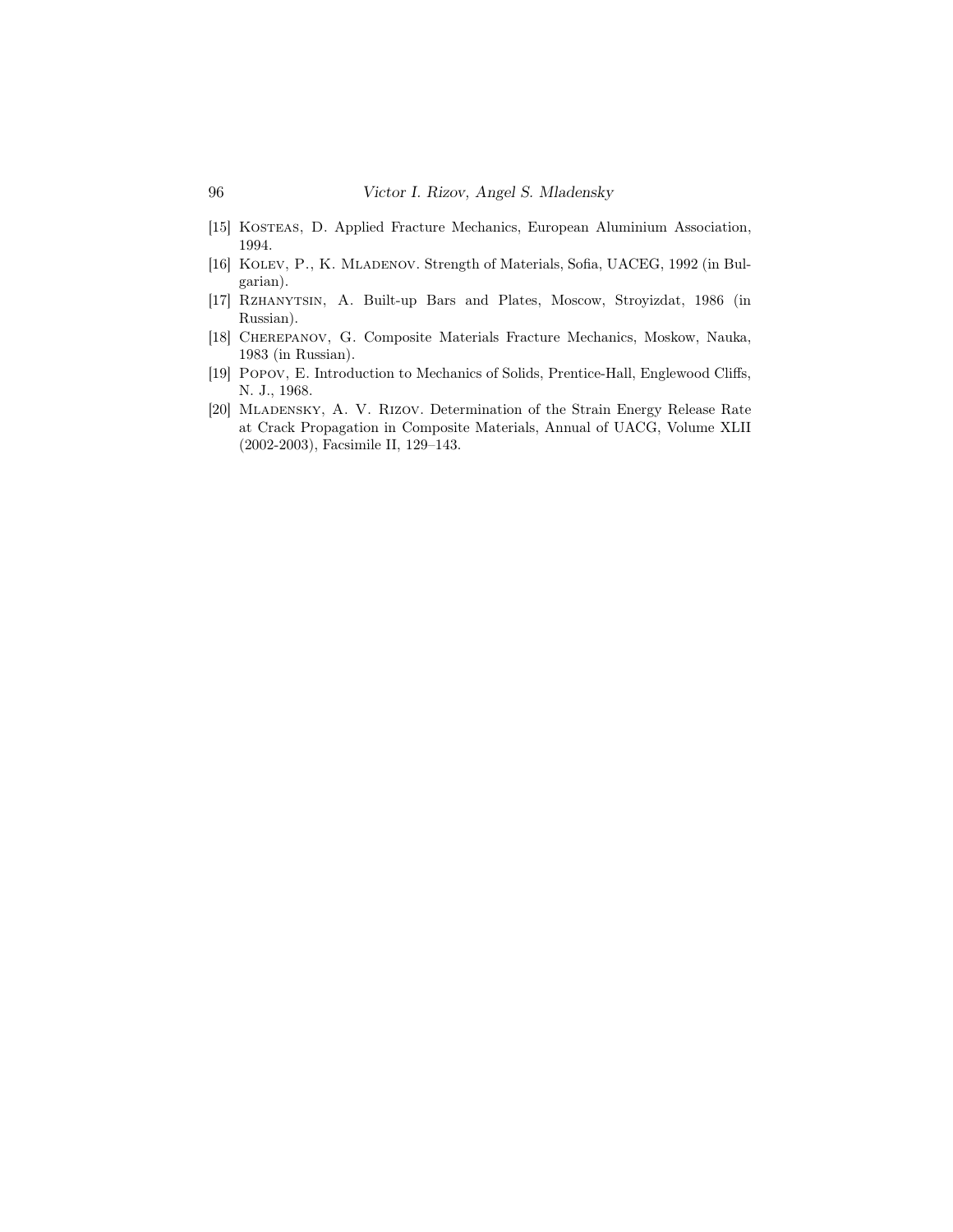[15] Kosteas, D. Applied Fracture Mechanics, European Aluminium Association, 1994.

[16] Kolev, P., K. Mladenov. Strength of Materials, Sofia, UACEG, 1992 (in Bulgarian).

[17] Rzhanytsin, A. Built-up Bars and Plates, Moscow, Stroyizdat, 1986 (in Russian).

[18] Cherepanov, G. Composite Materials Fracture Mechanics, Moskow, Nauka, 1983 (in Russian).

[19] Popov, E. Introduction to Mechanics of Solids, Prentice-Hall, Englewood Cliffs, N. J., 1968.

[20] Mladensky, A. V. Rizov. Determination of the Strain Energy Release Rate at Crack Propagation in Composite Materials, Annual of UACG, Volume XLII (2002-2003), Facsimile II, 129–143.